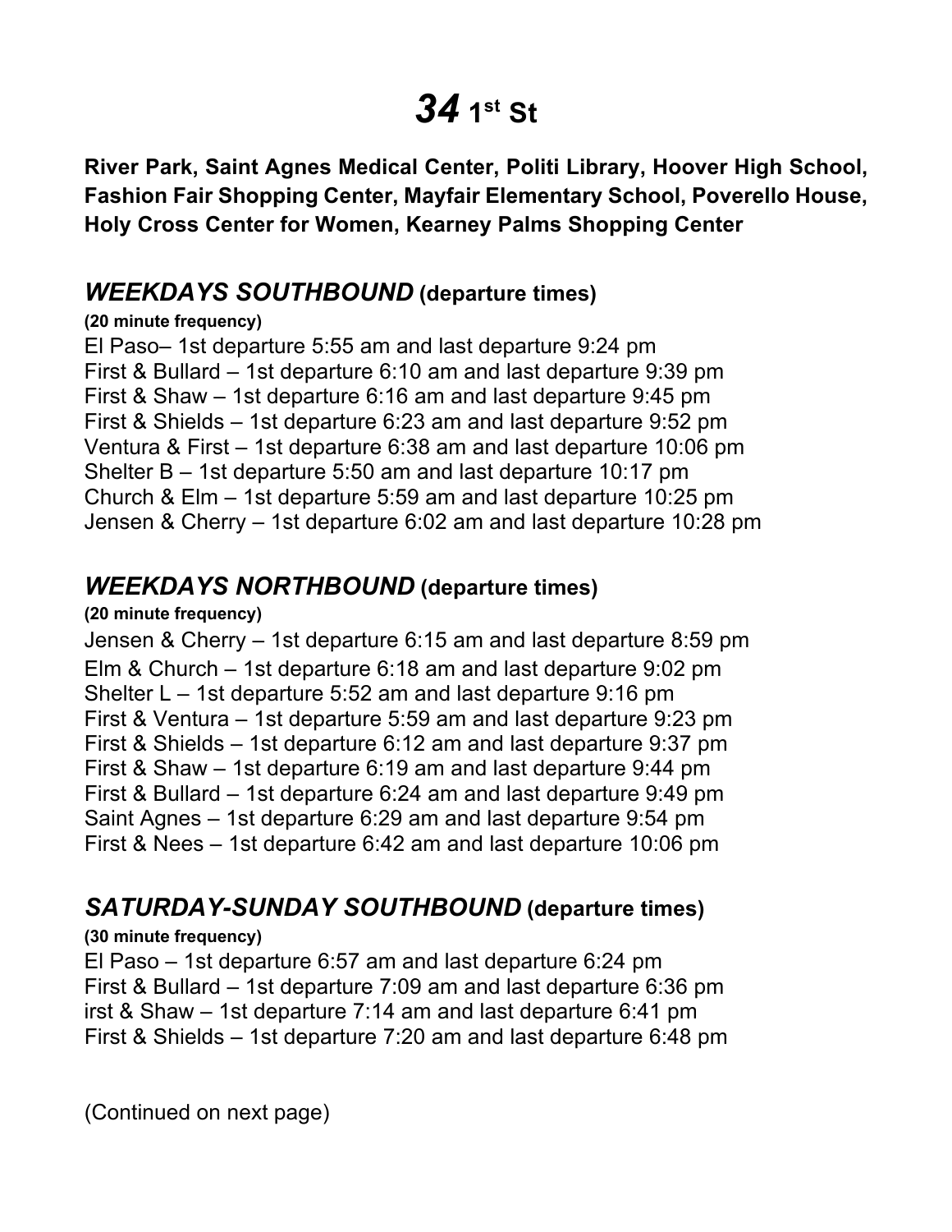# *34* 1st St

**River Park, Saint Agnes Medical Center, Politi Library, Hoover High School, Fashion Fair Shopping Center, Mayfair Elementary School, Poverello House, Holy Cross Center for Women, Kearney Palms Shopping Center**

## *WEEKDAYS SOUTHBOUND* (departure times)

**(20 minute frequency)**

El Paso– 1st departure 5:55 am and last departure 9:24 pm
First & Bullard – 1st departure 6:10 am and last departure 9:39 pm
First & Shaw – 1st departure 6:16 am and last departure 9:45 pm
First & Shields – 1st departure 6:23 am and last departure 9:52 pm
Ventura & First – 1st departure 6:38 am and last departure 10:06 pm
Shelter B – 1st departure 5:50 am and last departure 10:17 pm
Church & Elm – 1st departure 5:59 am and last departure 10:25 pm
Jensen & Cherry – 1st departure 6:02 am and last departure 10:28 pm

## *WEEKDAYS NORTHBOUND* (departure times)

**(20 minute frequency)**

Jensen & Cherry – 1st departure 6:15 am and last departure 8:59 pm
Elm & Church – 1st departure 6:18 am and last departure 9:02 pm
Shelter L – 1st departure 5:52 am and last departure 9:16 pm
First & Ventura – 1st departure 5:59 am and last departure 9:23 pm
First & Shields – 1st departure 6:12 am and last departure 9:37 pm
First & Shaw – 1st departure 6:19 am and last departure 9:44 pm
First & Bullard – 1st departure 6:24 am and last departure 9:49 pm
Saint Agnes – 1st departure 6:29 am and last departure 9:54 pm
First & Nees – 1st departure 6:42 am and last departure 10:06 pm

## *SATURDAY-SUNDAY SOUTHBOUND* (departure times)

**(30 minute frequency)**

El Paso – 1st departure 6:57 am and last departure 6:24 pm
First & Bullard – 1st departure 7:09 am and last departure 6:36 pm
irst & Shaw – 1st departure 7:14 am and last departure 6:41 pm
First & Shields – 1st departure 7:20 am and last departure 6:48 pm

(Continued on next page)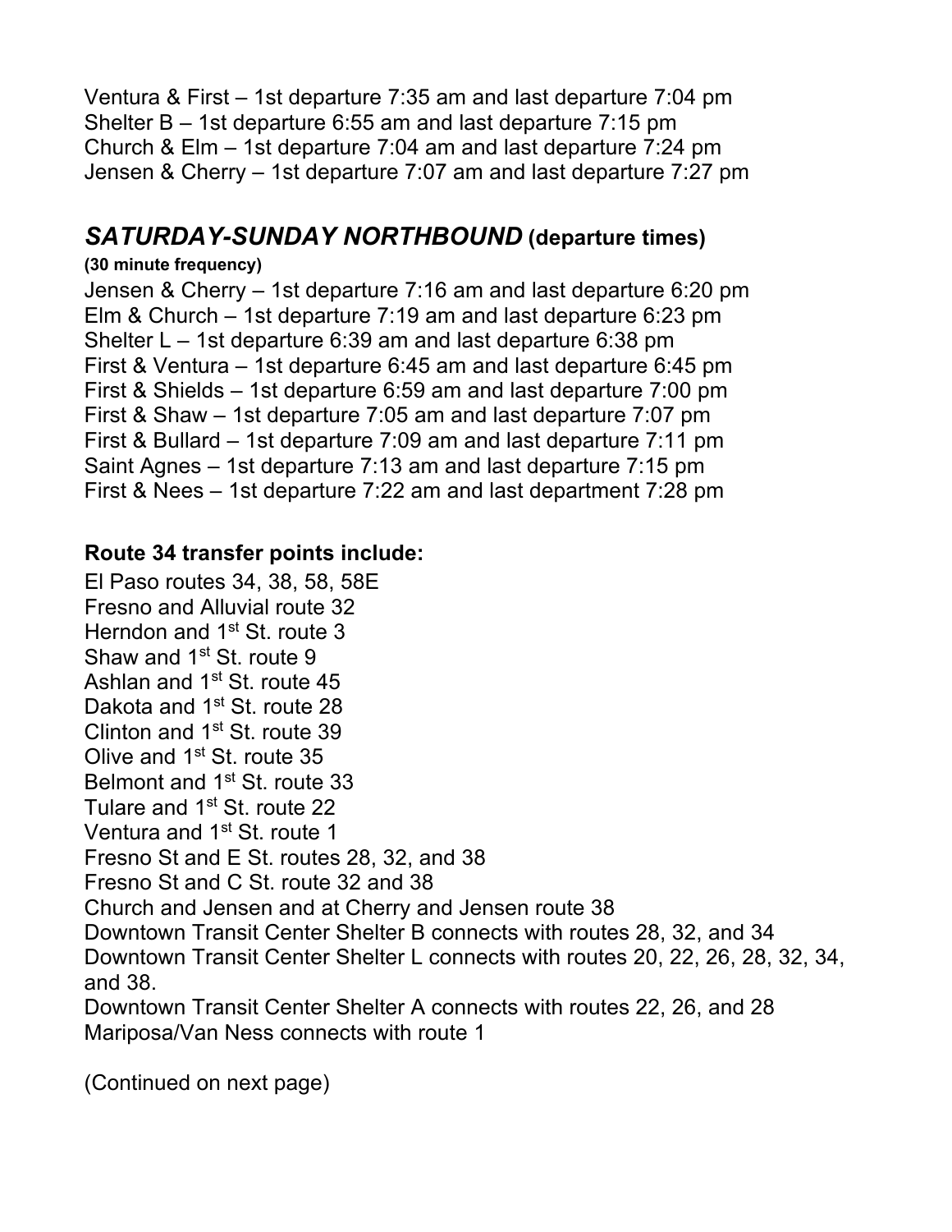Ventura & First – 1st departure 7:35 am and last departure 7:04 pm
Shelter B – 1st departure 6:55 am and last departure 7:15 pm
Church & Elm – 1st departure 7:04 am and last departure 7:24 pm
Jensen & Cherry – 1st departure 7:07 am and last departure 7:27 pm

## ***SATURDAY-SUNDAY NORTHBOUND*** **(departure times)**

**(30 minute frequency)**

Jensen & Cherry – 1st departure 7:16 am and last departure 6:20 pm
Elm & Church – 1st departure 7:19 am and last departure 6:23 pm
Shelter L – 1st departure 6:39 am and last departure 6:38 pm
First & Ventura – 1st departure 6:45 am and last departure 6:45 pm
First & Shields – 1st departure 6:59 am and last departure 7:00 pm
First & Shaw – 1st departure 7:05 am and last departure 7:07 pm
First & Bullard – 1st departure 7:09 am and last departure 7:11 pm
Saint Agnes – 1st departure 7:13 am and last departure 7:15 pm
First & Nees – 1st departure 7:22 am and last department 7:28 pm

**Route 34 transfer points include:**

El Paso routes 34, 38, 58, 58E
Fresno and Alluvial route 32
Herndon and 1st St. route 3
Shaw and 1st St. route 9
Ashlan and 1st St. route 45
Dakota and 1st St. route 28
Clinton and 1st St. route 39
Olive and 1st St. route 35
Belmont and 1st St. route 33
Tulare and 1st St. route 22
Ventura and 1st St. route 1
Fresno St and E St. routes 28, 32, and 38
Fresno St and C St. route 32 and 38
Church and Jensen and at Cherry and Jensen route 38
Downtown Transit Center Shelter B connects with routes 28, 32, and 34
Downtown Transit Center Shelter L connects with routes 20, 22, 26, 28, 32, 34, and 38.
Downtown Transit Center Shelter A connects with routes 22, 26, and 28
Mariposa/Van Ness connects with route 1

(Continued on next page)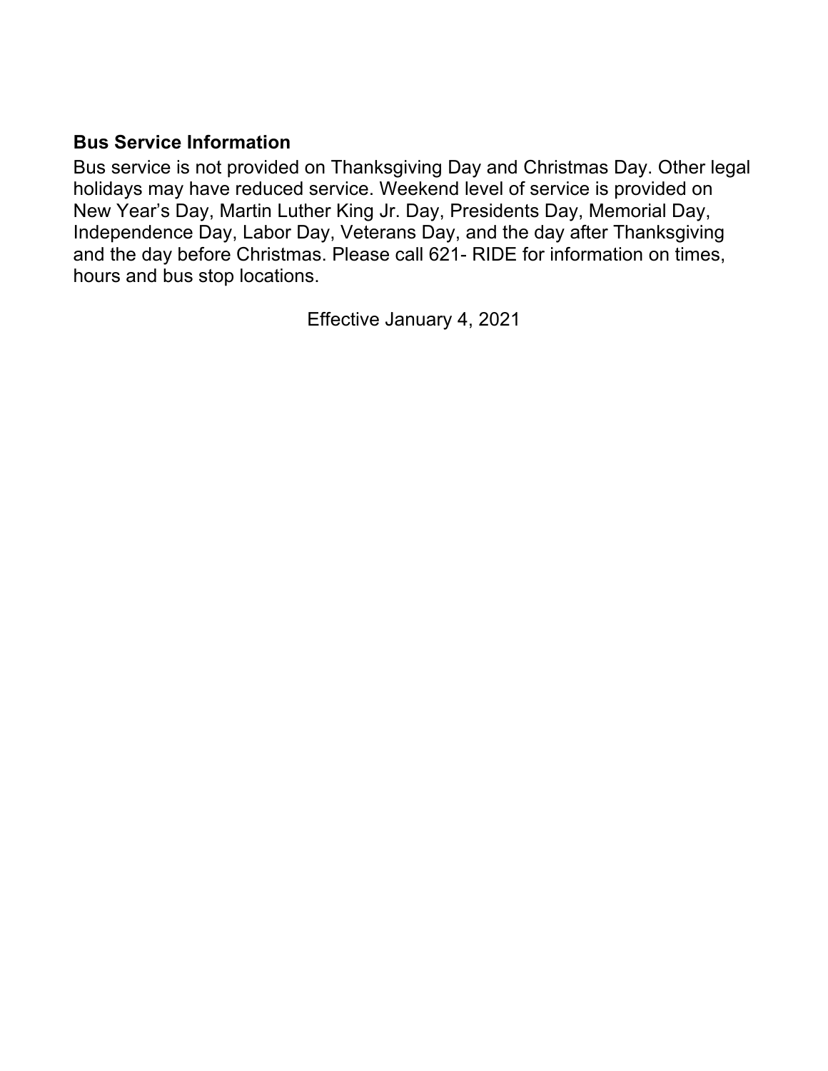## Bus Service Information

Bus service is not provided on Thanksgiving Day and Christmas Day. Other legal holidays may have reduced service. Weekend level of service is provided on New Year's Day, Martin Luther King Jr. Day, Presidents Day, Memorial Day, Independence Day, Labor Day, Veterans Day, and the day after Thanksgiving and the day before Christmas. Please call 621- RIDE for information on times, hours and bus stop locations.

Effective January 4, 2021